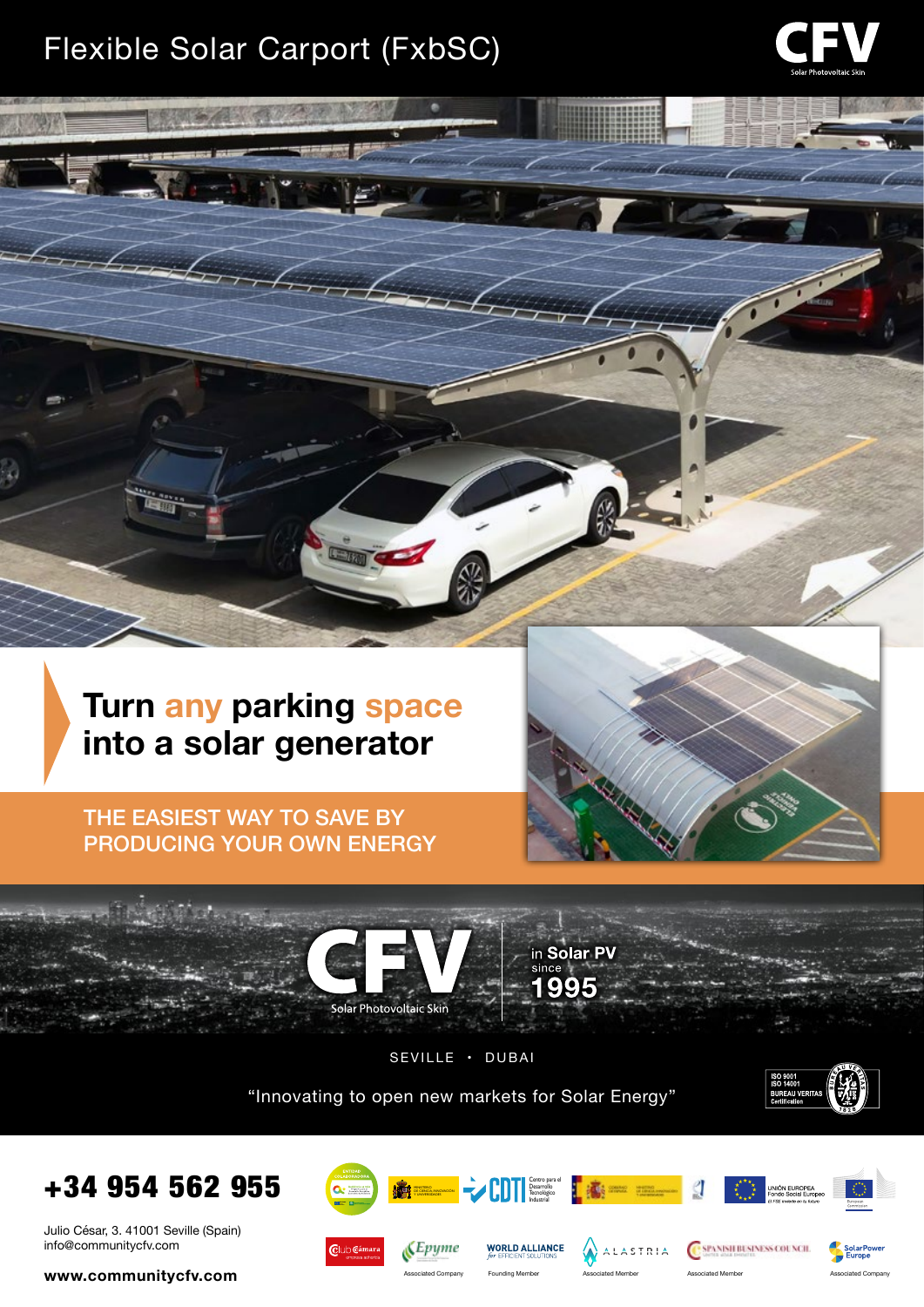# Flexible Solar Carport (FxbSC)

CFV
Solar Photovoltaic Skin

## Turn any parking space into a solar generator

THE EASIEST WAY TO SAVE BY PRODUCING YOUR OWN ENERGY

CFV
Solar Photovoltaic Skin

in **Solar PV** since **1995**

SEVILLE • DUBAI

"Innovating to open new markets for Solar Energy"

ISO 9001
ISO 14001
BUREAU VERITAS
Certification

**+34 954 562 955**

Julio César, 3. 41001 Seville (Spain)
info@communitycfv.com

**www.communitycfv.com**

Associated Company · Founding Member · Associated Member · Associated Member · Associated Company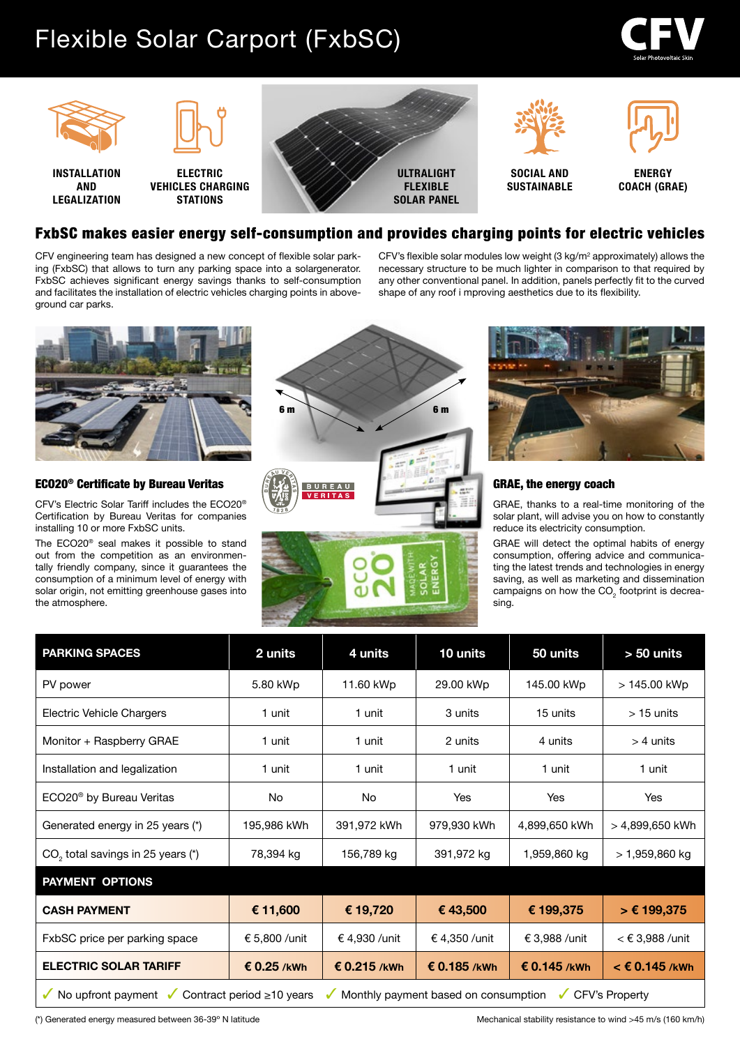# Flexible Solar Carport (FxbSC)

CFV
Solar Photovoltaic Skin

INSTALLATION AND LEGALIZATION

ELECTRIC VEHICLES CHARGING STATIONS

ULTRALIGHT FLEXIBLE SOLAR PANEL

SOCIAL AND SUSTAINABLE

ENERGY COACH (GRAE)

## FxbSC makes easier energy self-consumption and provides charging points for electric vehicles

CFV engineering team has designed a new concept of flexible solar parking (FxbSC) that allows to turn any parking space into a solargenerator. FxbSC achieves significant energy savings thanks to self-consumption and facilitates the installation of electric vehicles charging points in above-ground car parks.

CFV's flexible solar modules low weight (3 kg/m² approximately) allows the necessary structure to be much lighter in comparison to that required by any other conventional panel. In addition, panels perfectly fit to the curved shape of any roof i mproving aesthetics due to its flexibility.

6 m

6 m

### ECO20® Certificate by Bureau Veritas

CFV's Electric Solar Tariff includes the ECO20® Certification by Bureau Veritas for companies installing 10 or more FxbSC units.

The ECO20® seal makes it possible to stand out from the competition as an environmentally friendly company, since it guarantees the consumption of a minimum level of energy with solar origin, not emitting greenhouse gases into the atmosphere.

### GRAE, the energy coach

GRAE, thanks to a real-time monitoring of the solar plant, will advise you on how to constantly reduce its electricity consumption.

GRAE will detect the optimal habits of energy consumption, offering advice and communicating the latest trends and technologies in energy saving, as well as marketing and dissemination campaigns on how the $CO_2$ footprint is decreasing.

| PARKING SPACES | 2 units | 4 units | 10 units | 50 units | > 50 units |
|---|---|---|---|---|---|
| PV power | 5.80 kWp | 11.60 kWp | 29.00 kWp | 145.00 kWp | > 145.00 kWp |
| Electric Vehicle Chargers | 1 unit | 1 unit | 3 units | 15 units | > 15 units |
| Monitor + Raspberry GRAE | 1 unit | 1 unit | 2 units | 4 units | > 4 units |
| Installation and legalization | 1 unit | 1 unit | 1 unit | 1 unit | 1 unit |
| ECO20® by Bureau Veritas | No | No | Yes | Yes | Yes |
| Generated energy in 25 years (*) | 195,986 kWh | 391,972 kWh | 979,930 kWh | 4,899,650 kWh | > 4,899,650 kWh |
| $CO_2$ total savings in 25 years (*) | 78,394 kg | 156,789 kg | 391,972 kg | 1,959,860 kg | > 1,959,860 kg |
| **PAYMENT OPTIONS** | | | | | |
| **CASH PAYMENT** | **€ 11,600** | **€ 19,720** | **€ 43,500** | **€ 199,375** | **> € 199,375** |
| FxbSC price per parking space | € 5,800 /unit | € 4,930 /unit | € 4,350 /unit | € 3,988 /unit | < € 3,988 /unit |
| **ELECTRIC SOLAR TARIFF** | **€ 0.25 /kWh** | **€ 0.215 /kWh** | **€ 0.185 /kWh** | **€ 0.145 /kWh** | **< € 0.145 /kWh** |

✓ No upfront payment ✓ Contract period ≥10 years ✓ Monthly payment based on consumption ✓ CFV's Property

(*) Generated energy measured between 36-39° N latitude

Mechanical stability resistance to wind >45 m/s (160 km/h)